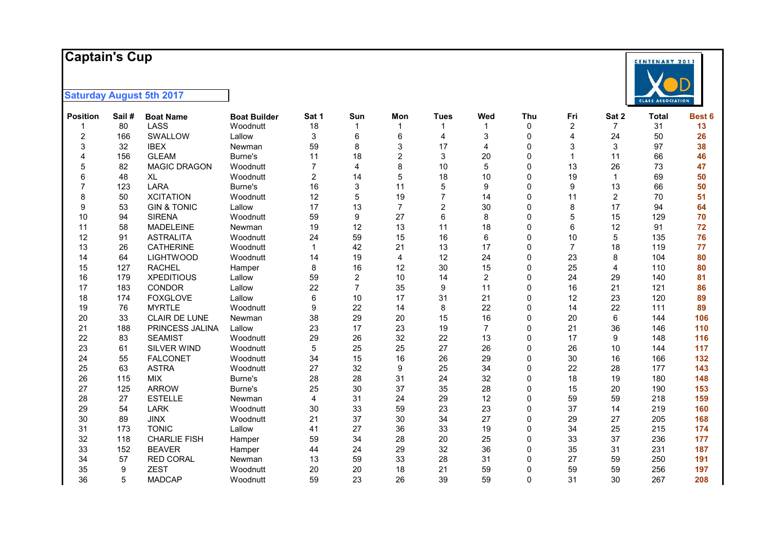# Captain's Cup

**Saturday August 5th 2017**

| Position | Sail # | Boat Name | Boat Builder | Sat 1 | Sun | Mon | Tues | Wed | Thu | Fri | Sat 2 | Total | Best 6 |
|---|---|---|---|---|---|---|---|---|---|---|---|---|---|
| 1 | 80 | LASS | Woodnutt | 18 | 1 | 1 | 1 | 1 | 0 | 2 | 7 | 31 | 13 |
| 2 | 166 | SWALLOW | Lallow | 3 | 6 | 6 | 4 | 3 | 0 | 4 | 24 | 50 | 26 |
| 3 | 32 | IBEX | Newman | 59 | 8 | 3 | 17 | 4 | 0 | 3 | 3 | 97 | 38 |
| 4 | 156 | GLEAM | Burne's | 11 | 18 | 2 | 3 | 20 | 0 | 1 | 11 | 66 | 46 |
| 5 | 82 | MAGIC DRAGON | Woodnutt | 7 | 4 | 8 | 10 | 5 | 0 | 13 | 26 | 73 | 47 |
| 6 | 48 | XL | Woodnutt | 2 | 14 | 5 | 18 | 10 | 0 | 19 | 1 | 69 | 50 |
| 7 | 123 | LARA | Burne's | 16 | 3 | 11 | 5 | 9 | 0 | 9 | 13 | 66 | 50 |
| 8 | 50 | XCITATION | Woodnutt | 12 | 5 | 19 | 7 | 14 | 0 | 11 | 2 | 70 | 51 |
| 9 | 53 | GIN & TONIC | Lallow | 17 | 13 | 7 | 2 | 30 | 0 | 8 | 17 | 94 | 64 |
| 10 | 94 | SIRENA | Woodnutt | 59 | 9 | 27 | 6 | 8 | 0 | 5 | 15 | 129 | 70 |
| 11 | 58 | MADELEINE | Newman | 19 | 12 | 13 | 11 | 18 | 0 | 6 | 12 | 91 | 72 |
| 12 | 91 | ASTRALITA | Woodnutt | 24 | 59 | 15 | 16 | 6 | 0 | 10 | 5 | 135 | 76 |
| 13 | 26 | CATHERINE | Woodnutt | 1 | 42 | 21 | 13 | 17 | 0 | 7 | 18 | 119 | 77 |
| 14 | 64 | LIGHTWOOD | Woodnutt | 14 | 19 | 4 | 12 | 24 | 0 | 23 | 8 | 104 | 80 |
| 15 | 127 | RACHEL | Hamper | 8 | 16 | 12 | 30 | 15 | 0 | 25 | 4 | 110 | 80 |
| 16 | 179 | XPEDITIOUS | Lallow | 59 | 2 | 10 | 14 | 2 | 0 | 24 | 29 | 140 | 81 |
| 17 | 183 | CONDOR | Lallow | 22 | 7 | 35 | 9 | 11 | 0 | 16 | 21 | 121 | 86 |
| 18 | 174 | FOXGLOVE | Lallow | 6 | 10 | 17 | 31 | 21 | 0 | 12 | 23 | 120 | 89 |
| 19 | 76 | MYRTLE | Woodnutt | 9 | 22 | 14 | 8 | 22 | 0 | 14 | 22 | 111 | 89 |
| 20 | 33 | CLAIR DE LUNE | Newman | 38 | 29 | 20 | 15 | 16 | 0 | 20 | 6 | 144 | 106 |
| 21 | 188 | PRINCESS JALINA | Lallow | 23 | 17 | 23 | 19 | 7 | 0 | 21 | 36 | 146 | 110 |
| 22 | 83 | SEAMIST | Woodnutt | 29 | 26 | 32 | 22 | 13 | 0 | 17 | 9 | 148 | 116 |
| 23 | 61 | SILVER WIND | Woodnutt | 5 | 25 | 25 | 27 | 26 | 0 | 26 | 10 | 144 | 117 |
| 24 | 55 | FALCONET | Woodnutt | 34 | 15 | 16 | 26 | 29 | 0 | 30 | 16 | 166 | 132 |
| 25 | 63 | ASTRA | Woodnutt | 27 | 32 | 9 | 25 | 34 | 0 | 22 | 28 | 177 | 143 |
| 26 | 115 | MIX | Burne's | 28 | 28 | 31 | 24 | 32 | 0 | 18 | 19 | 180 | 148 |
| 27 | 125 | ARROW | Burne's | 25 | 30 | 37 | 35 | 28 | 0 | 15 | 20 | 190 | 153 |
| 28 | 27 | ESTELLE | Newman | 4 | 31 | 24 | 29 | 12 | 0 | 59 | 59 | 218 | 159 |
| 29 | 54 | LARK | Woodnutt | 30 | 33 | 59 | 23 | 23 | 0 | 37 | 14 | 219 | 160 |
| 30 | 89 | JINX | Woodnutt | 21 | 37 | 30 | 34 | 27 | 0 | 29 | 27 | 205 | 168 |
| 31 | 173 | TONIC | Lallow | 41 | 27 | 36 | 33 | 19 | 0 | 34 | 25 | 215 | 174 |
| 32 | 118 | CHARLIE FISH | Hamper | 59 | 34 | 28 | 20 | 25 | 0 | 33 | 37 | 236 | 177 |
| 33 | 152 | BEAVER | Hamper | 44 | 24 | 29 | 32 | 36 | 0 | 35 | 31 | 231 | 187 |
| 34 | 57 | RED CORAL | Newman | 13 | 59 | 33 | 28 | 31 | 0 | 27 | 59 | 250 | 191 |
| 35 | 9 | ZEST | Woodnutt | 20 | 20 | 18 | 21 | 59 | 0 | 59 | 59 | 256 | 197 |
| 36 | 5 | MADCAP | Woodnutt | 59 | 23 | 26 | 39 | 59 | 0 | 31 | 30 | 267 | 208 |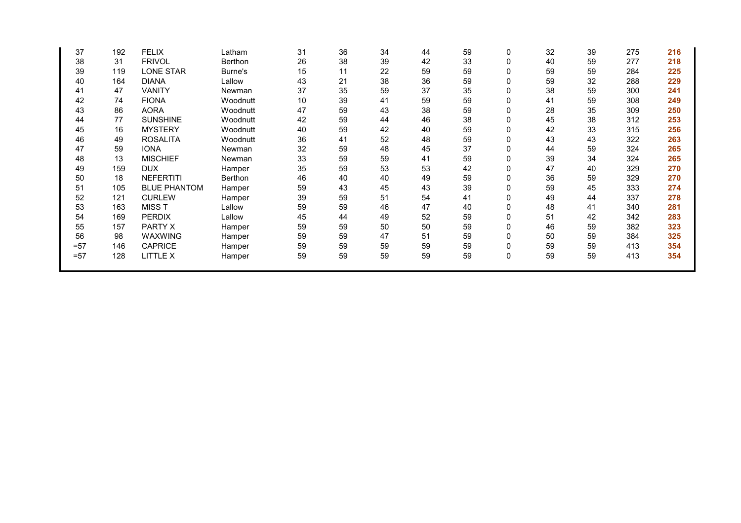| | | | | | | | | | | | | | |
|---|---|---|---|---|---|---|---|---|---|---|---|---|---|
| 37 | 192 | FELIX | Latham | 31 | 36 | 34 | 44 | 59 | 0 | 32 | 39 | 275 | **216** |
| 38 | 31 | FRIVOL | Berthon | 26 | 38 | 39 | 42 | 33 | 0 | 40 | 59 | 277 | **218** |
| 39 | 119 | LONE STAR | Burne's | 15 | 11 | 22 | 59 | 59 | 0 | 59 | 59 | 284 | **225** |
| 40 | 164 | DIANA | Lallow | 43 | 21 | 38 | 36 | 59 | 0 | 59 | 32 | 288 | **229** |
| 41 | 47 | VANITY | Newman | 37 | 35 | 59 | 37 | 35 | 0 | 38 | 59 | 300 | **241** |
| 42 | 74 | FIONA | Woodnutt | 10 | 39 | 41 | 59 | 59 | 0 | 41 | 59 | 308 | **249** |
| 43 | 86 | AORA | Woodnutt | 47 | 59 | 43 | 38 | 59 | 0 | 28 | 35 | 309 | **250** |
| 44 | 77 | SUNSHINE | Woodnutt | 42 | 59 | 44 | 46 | 38 | 0 | 45 | 38 | 312 | **253** |
| 45 | 16 | MYSTERY | Woodnutt | 40 | 59 | 42 | 40 | 59 | 0 | 42 | 33 | 315 | **256** |
| 46 | 49 | ROSALITA | Woodnutt | 36 | 41 | 52 | 48 | 59 | 0 | 43 | 43 | 322 | **263** |
| 47 | 59 | IONA | Newman | 32 | 59 | 48 | 45 | 37 | 0 | 44 | 59 | 324 | **265** |
| 48 | 13 | MISCHIEF | Newman | 33 | 59 | 59 | 41 | 59 | 0 | 39 | 34 | 324 | **265** |
| 49 | 159 | DUX | Hamper | 35 | 59 | 53 | 53 | 42 | 0 | 47 | 40 | 329 | **270** |
| 50 | 18 | NEFERTITI | Berthon | 46 | 40 | 40 | 49 | 59 | 0 | 36 | 59 | 329 | **270** |
| 51 | 105 | BLUE PHANTOM | Hamper | 59 | 43 | 45 | 43 | 39 | 0 | 59 | 45 | 333 | **274** |
| 52 | 121 | CURLEW | Hamper | 39 | 59 | 51 | 54 | 41 | 0 | 49 | 44 | 337 | **278** |
| 53 | 163 | MISS T | Lallow | 59 | 59 | 46 | 47 | 40 | 0 | 48 | 41 | 340 | **281** |
| 54 | 169 | PERDIX | Lallow | 45 | 44 | 49 | 52 | 59 | 0 | 51 | 42 | 342 | **283** |
| 55 | 157 | PARTY X | Hamper | 59 | 59 | 50 | 50 | 59 | 0 | 46 | 59 | 382 | **323** |
| 56 | 98 | WAXWING | Hamper | 59 | 59 | 47 | 51 | 59 | 0 | 50 | 59 | 384 | **325** |
| =57 | 146 | CAPRICE | Hamper | 59 | 59 | 59 | 59 | 59 | 0 | 59 | 59 | 413 | **354** |
| =57 | 128 | LITTLE X | Hamper | 59 | 59 | 59 | 59 | 59 | 0 | 59 | 59 | 413 | **354** |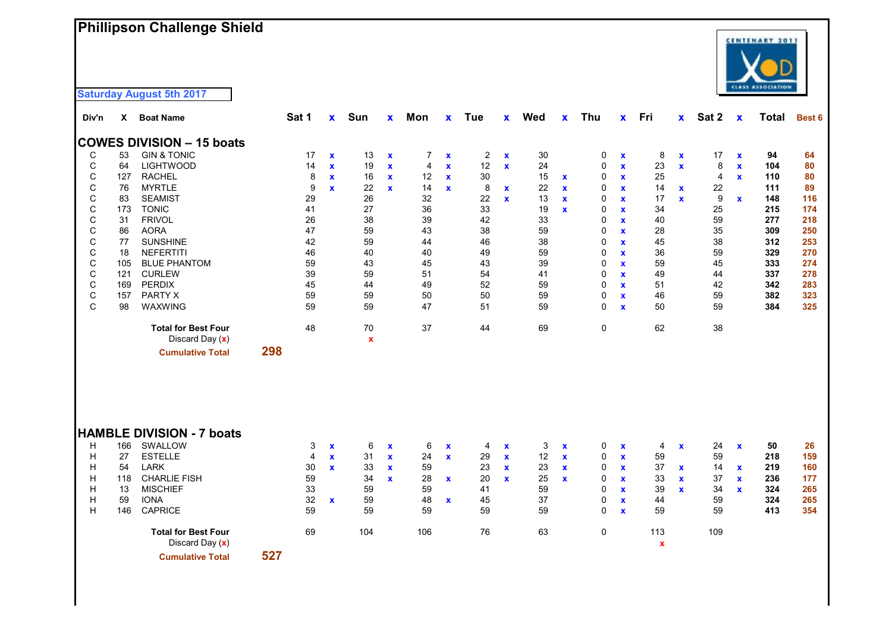# Phillipson Challenge Shield

Saturday August 5th 2017

## COWES DIVISION – 15 boats

| Div'n | X | Boat Name | Sat 1 | x | Sun | x | Mon | x | Tue | x | Wed | x | Thu | x | Fri | x | Sat 2 | x | Total | Best 6 |
|---|---|---|---|---|---|---|---|---|---|---|---|---|---|---|---|---|---|---|---|---|
| C | 53 | GIN & TONIC | 17 | x | 13 | x | 7 | x | 2 | x | 30 | | 0 | x | 8 | x | 17 | x | **94** | **64** |
| C | 64 | LIGHTWOOD | 14 | x | 19 | x | 4 | x | 12 | x | 24 | | 0 | x | 23 | x | 8 | x | **104** | **80** |
| C | 127 | RACHEL | 8 | x | 16 | x | 12 | x | 30 | | 15 | x | 0 | x | 25 | | 4 | x | **110** | **80** |
| C | 76 | MYRTLE | 9 | x | 22 | x | 14 | x | 8 | x | 22 | x | 0 | x | 14 | x | 22 | | **111** | **89** |
| C | 83 | SEAMIST | 29 | | 26 | | 32 | | 22 | x | 13 | x | 0 | x | 17 | x | 9 | x | **148** | **116** |
| C | 173 | TONIC | 41 | | 27 | | 36 | | 33 | | 19 | x | 0 | x | 34 | | 25 | | **215** | **174** |
| C | 31 | FRIVOL | 26 | | 38 | | 39 | | 42 | | 33 | | 0 | x | 40 | | 59 | | **277** | **218** |
| C | 86 | AORA | 47 | | 59 | | 43 | | 38 | | 59 | | 0 | x | 28 | | 35 | | **309** | **250** |
| C | 77 | SUNSHINE | 42 | | 59 | | 44 | | 46 | | 38 | | 0 | x | 45 | | 38 | | **312** | **253** |
| C | 18 | NEFERTITI | 46 | | 40 | | 40 | | 49 | | 59 | | 0 | x | 36 | | 59 | | **329** | **270** |
| C | 105 | BLUE PHANTOM | 59 | | 43 | | 45 | | 43 | | 39 | | 0 | x | 59 | | 45 | | **333** | **274** |
| C | 121 | CURLEW | 39 | | 59 | | 51 | | 54 | | 41 | | 0 | x | 49 | | 44 | | **337** | **278** |
| C | 169 | PERDIX | 45 | | 44 | | 49 | | 52 | | 59 | | 0 | x | 51 | | 42 | | **342** | **283** |
| C | 157 | PARTY X | 59 | | 59 | | 50 | | 50 | | 59 | | 0 | x | 46 | | 59 | | **382** | **323** |
| C | 98 | WAXWING | 59 | | 59 | | 47 | | 51 | | 59 | | 0 | x | 50 | | 59 | | **384** | **325** |
| | | **Total for Best Four** | 48 | | 70 | | 37 | | 44 | | 69 | | 0 | | 62 | | 38 | | | |
| | | Discard Day (x) | | | x | | | | | | | | | | | | | | | |
| | | **Cumulative Total** | **298** | | | | | | | | | | | | | | | | | |

## HAMBLE DIVISION - 7 boats

| Div'n | X | Boat Name | Sat 1 | x | Sun | x | Mon | x | Tue | x | Wed | x | Thu | x | Fri | x | Sat 2 | x | Total | Best 6 |
|---|---|---|---|---|---|---|---|---|---|---|---|---|---|---|---|---|---|---|---|---|
| H | 166 | SWALLOW | 3 | x | 6 | x | 6 | x | 4 | x | 3 | x | 0 | x | 4 | x | 24 | x | **50** | **26** |
| H | 27 | ESTELLE | 4 | x | 31 | x | 24 | x | 29 | x | 12 | x | 0 | x | 59 | | 59 | | **218** | **159** |
| H | 54 | LARK | 30 | x | 33 | x | 59 | | 23 | x | 23 | x | 0 | x | 37 | x | 14 | x | **219** | **160** |
| H | 118 | CHARLIE FISH | 59 | | 34 | x | 28 | x | 20 | x | 25 | x | 0 | x | 33 | x | 37 | x | **236** | **177** |
| H | 13 | MISCHIEF | 33 | | 59 | | 59 | | 41 | | 59 | | 0 | x | 39 | x | 34 | x | **324** | **265** |
| H | 59 | IONA | 32 | x | 59 | | 48 | x | 45 | | 37 | | 0 | x | 44 | | 59 | | **324** | **265** |
| H | 146 | CAPRICE | 59 | | 59 | | 59 | | 59 | | 59 | | 0 | x | 59 | | 59 | | **413** | **354** |
| | | **Total for Best Four** | 69 | | 104 | | 106 | | 76 | | 63 | | 0 | | 113 | | 109 | | | |
| | | Discard Day (x) | | | | | | | | | | | | | x | | | | | |
| | | **Cumulative Total** | **527** | | | | | | | | | | | | | | | | | |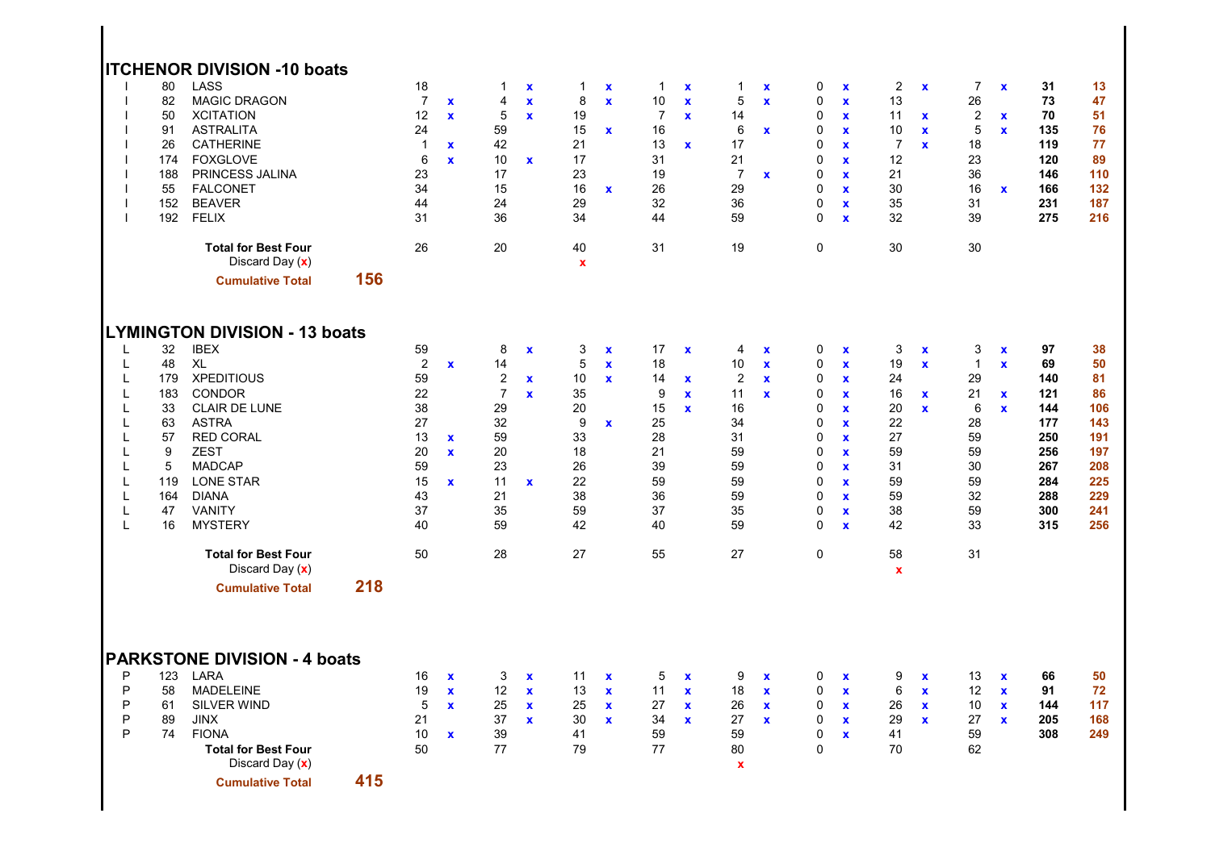## ITCHENOR DIVISION -10 boats

| | | | R1 | | R2 | | R3 | | R4 | | R5 | | R6 | | R7 | | R8 | | Total | Net |
|---|---|---|---|---|---|---|---|---|---|---|---|---|---|---|---|---|---|---|---|---|
| I | 80 | LASS | 18 | | 1 | x | 1 | x | 1 | x | 1 | x | 0 | x | 2 | x | 7 | x | 31 | 13 |
| I | 82 | MAGIC DRAGON | 7 | x | 4 | x | 8 | x | 10 | x | 5 | x | 0 | x | 13 | | 26 | | 73 | 47 |
| I | 50 | XCITATION | 12 | x | 5 | x | 19 | | 7 | x | 14 | | 0 | x | 11 | x | 2 | x | 70 | 51 |
| I | 91 | ASTRALITA | 24 | | 59 | | 15 | x | 16 | | 6 | x | 0 | x | 10 | x | 5 | x | 135 | 76 |
| I | 26 | CATHERINE | 1 | x | 42 | | 21 | | 13 | x | 17 | | 0 | x | 7 | x | 18 | | 119 | 77 |
| I | 174 | FOXGLOVE | 6 | x | 10 | x | 17 | | 31 | | 21 | | 0 | x | 12 | | 23 | | 120 | 89 |
| I | 188 | PRINCESS JALINA | 23 | | 17 | | 23 | | 19 | | 7 | x | 0 | x | 21 | | 36 | | 146 | 110 |
| I | 55 | FALCONET | 34 | | 15 | | 16 | x | 26 | | 29 | | 0 | x | 30 | | 16 | x | 166 | 132 |
| I | 152 | BEAVER | 44 | | 24 | | 29 | | 32 | | 36 | | 0 | x | 35 | | 31 | | 231 | 187 |
| I | 192 | FELIX | 31 | | 36 | | 34 | | 44 | | 59 | | 0 | x | 32 | | 39 | | 275 | 216 |
| | | **Total for Best Four** | 26 | | 20 | | 40 | | 31 | | 19 | | 0 | | 30 | | 30 | | | |
| | | Discard Day (x) | | | | | x | | | | | | | | | | | | | |
| | | **Cumulative Total** **156** | | | | | | | | | | | | | | | | | | |

## LYMINGTON DIVISION - 13 boats

| | | | R1 | | R2 | | R3 | | R4 | | R5 | | R6 | | R7 | | R8 | | Total | Net |
|---|---|---|---|---|---|---|---|---|---|---|---|---|---|---|---|---|---|---|---|---|
| L | 32 | IBEX | 59 | | 8 | x | 3 | x | 17 | x | 4 | x | 0 | x | 3 | x | 3 | x | 97 | 38 |
| L | 48 | XL | 2 | x | 14 | | 5 | x | 18 | | 10 | x | 0 | x | 19 | x | 1 | x | 69 | 50 |
| L | 179 | XPEDITIOUS | 59 | | 2 | x | 10 | x | 14 | x | 2 | x | 0 | x | 24 | | 29 | | 140 | 81 |
| L | 183 | CONDOR | 22 | | 7 | x | 35 | | 9 | x | 11 | x | 0 | x | 16 | x | 21 | x | 121 | 86 |
| L | 33 | CLAIR DE LUNE | 38 | | 29 | | 20 | | 15 | x | 16 | | 0 | x | 20 | x | 6 | x | 144 | 106 |
| L | 63 | ASTRA | 27 | | 32 | | 9 | x | 25 | | 34 | | 0 | x | 22 | | 28 | | 177 | 143 |
| L | 57 | RED CORAL | 13 | x | 59 | | 33 | | 28 | | 31 | | 0 | x | 27 | | 59 | | 250 | 191 |
| L | 9 | ZEST | 20 | x | 20 | | 18 | | 21 | | 59 | | 0 | x | 59 | | 59 | | 256 | 197 |
| L | 5 | MADCAP | 59 | | 23 | | 26 | | 39 | | 59 | | 0 | x | 31 | | 30 | | 267 | 208 |
| L | 119 | LONE STAR | 15 | x | 11 | x | 22 | | 59 | | 59 | | 0 | x | 59 | | 59 | | 284 | 225 |
| L | 164 | DIANA | 43 | | 21 | | 38 | | 36 | | 59 | | 0 | x | 59 | | 32 | | 288 | 229 |
| L | 47 | VANITY | 37 | | 35 | | 59 | | 37 | | 35 | | 0 | x | 38 | | 59 | | 300 | 241 |
| L | 16 | MYSTERY | 40 | | 59 | | 42 | | 40 | | 59 | | 0 | x | 42 | | 33 | | 315 | 256 |
| | | **Total for Best Four** | 50 | | 28 | | 27 | | 55 | | 27 | | 0 | | 58 | | 31 | | | |
| | | Discard Day (x) | | | | | | | | | | | | | x | | | | | |
| | | **Cumulative Total** **218** | | | | | | | | | | | | | | | | | | |

## PARKSTONE DIVISION - 4 boats

| | | | R1 | | R2 | | R3 | | R4 | | R5 | | R6 | | R7 | | R8 | | Total | Net |
|---|---|---|---|---|---|---|---|---|---|---|---|---|---|---|---|---|---|---|---|---|
| P | 123 | LARA | 16 | x | 3 | x | 11 | x | 5 | x | 9 | x | 0 | x | 9 | x | 13 | x | 66 | 50 |
| P | 58 | MADELEINE | 19 | x | 12 | x | 13 | x | 11 | x | 18 | x | 0 | x | 6 | x | 12 | x | 91 | 72 |
| P | 61 | SILVER WIND | 5 | x | 25 | x | 25 | x | 27 | x | 26 | x | 0 | x | 26 | x | 10 | x | 144 | 117 |
| P | 89 | JINX | 21 | | 37 | x | 30 | x | 34 | x | 27 | x | 0 | x | 29 | x | 27 | x | 205 | 168 |
| P | 74 | FIONA | 10 | x | 39 | | 41 | | 59 | | 59 | | 0 | x | 41 | | 59 | | 308 | 249 |
| | | **Total for Best Four** | 50 | | 77 | | 79 | | 77 | | 80 | | 0 | | 70 | | 62 | | | |
| | | Discard Day (x) | | | | | | | | | x | | | | | | | | | |
| | | **Cumulative Total** **415** | | | | | | | | | | | | | | | | | | |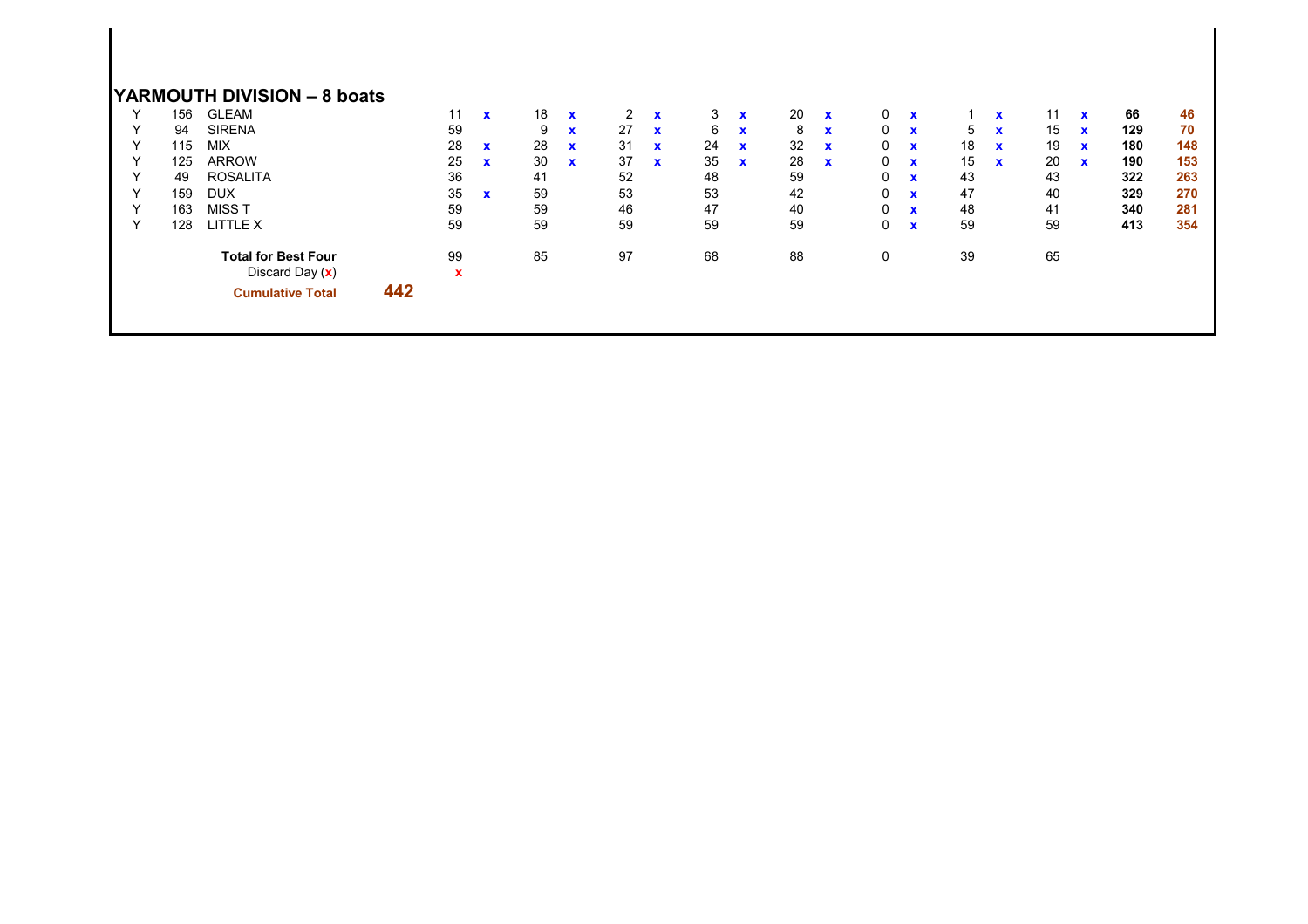## YARMOUTH DIVISION – 8 boats

| | | | | | | | | | | | | | | | | | | | |
|---|---|---|---|---|---|---|---|---|---|---|---|---|---|---|---|---|---|---|---|
| Y | 156 | GLEAM | 11 | x | 18 | x | 2 | x | 3 | x | 20 | x | 0 | x | 1 | x | 11 | x | **66** | **46** |
| Y | 94 | SIRENA | 59 | | 9 | x | 27 | x | 6 | x | 8 | x | 0 | x | 5 | x | 15 | x | **129** | **70** |
| Y | 115 | MIX | 28 | x | 28 | x | 31 | x | 24 | x | 32 | x | 0 | x | 18 | x | 19 | x | **180** | **148** |
| Y | 125 | ARROW | 25 | x | 30 | x | 37 | x | 35 | x | 28 | x | 0 | x | 15 | x | 20 | x | **190** | **153** |
| Y | 49 | ROSALITA | 36 | | 41 | | 52 | | 48 | | 59 | | 0 | x | 43 | | 43 | | **322** | **263** |
| Y | 159 | DUX | 35 | x | 59 | | 53 | | 53 | | 42 | | 0 | x | 47 | | 40 | | **329** | **270** |
| Y | 163 | MISS T | 59 | | 59 | | 46 | | 47 | | 40 | | 0 | x | 48 | | 41 | | **340** | **281** |
| Y | 128 | LITTLE X | 59 | | 59 | | 59 | | 59 | | 59 | | 0 | x | 59 | | 59 | | **413** | **354** |
| | | **Total for Best Four** | 99 | | 85 | | 97 | | 68 | | 88 | | 0 | | 39 | | 65 | | | |
| | | Discard Day (x) | x | | | | | | | | | | | | | | | | | |
| | | **Cumulative Total** **442** | | | | | | | | | | | | | | | | | | |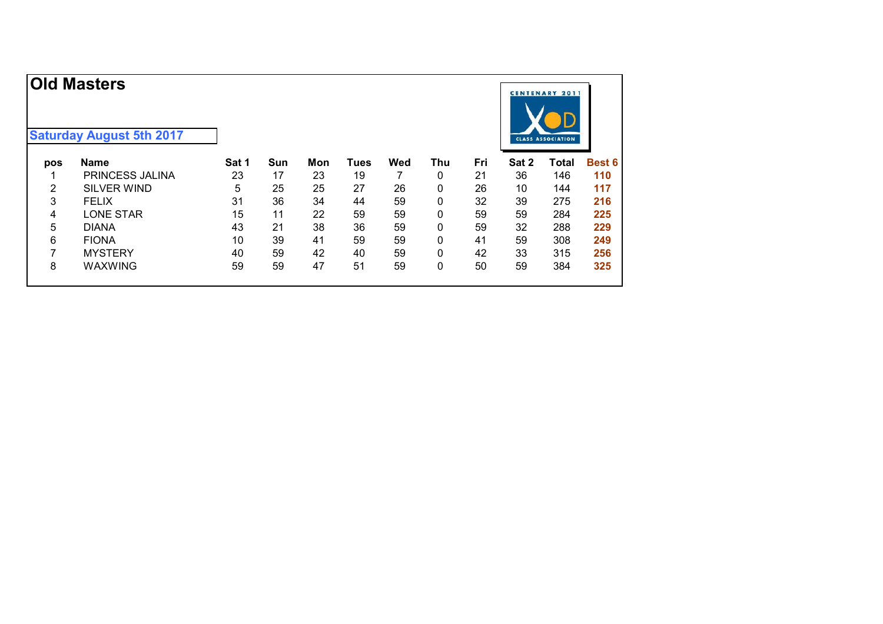# Old Masters

**Saturday August 5th 2017**

| pos | Name | Sat 1 | Sun | Mon | Tues | Wed | Thu | Fri | Sat 2 | Total | Best 6 |
|---|---|---|---|---|---|---|---|---|---|---|---|
| 1 | PRINCESS JALINA | 23 | 17 | 23 | 19 | 7 | 0 | 21 | 36 | 146 | **110** |
| 2 | SILVER WIND | 5 | 25 | 25 | 27 | 26 | 0 | 26 | 10 | 144 | **117** |
| 3 | FELIX | 31 | 36 | 34 | 44 | 59 | 0 | 32 | 39 | 275 | **216** |
| 4 | LONE STAR | 15 | 11 | 22 | 59 | 59 | 0 | 59 | 59 | 284 | **225** |
| 5 | DIANA | 43 | 21 | 38 | 36 | 59 | 0 | 59 | 32 | 288 | **229** |
| 6 | FIONA | 10 | 39 | 41 | 59 | 59 | 0 | 41 | 59 | 308 | **249** |
| 7 | MYSTERY | 40 | 59 | 42 | 40 | 59 | 0 | 42 | 33 | 315 | **256** |
| 8 | WAXWING | 59 | 59 | 47 | 51 | 59 | 0 | 50 | 59 | 384 | **325** |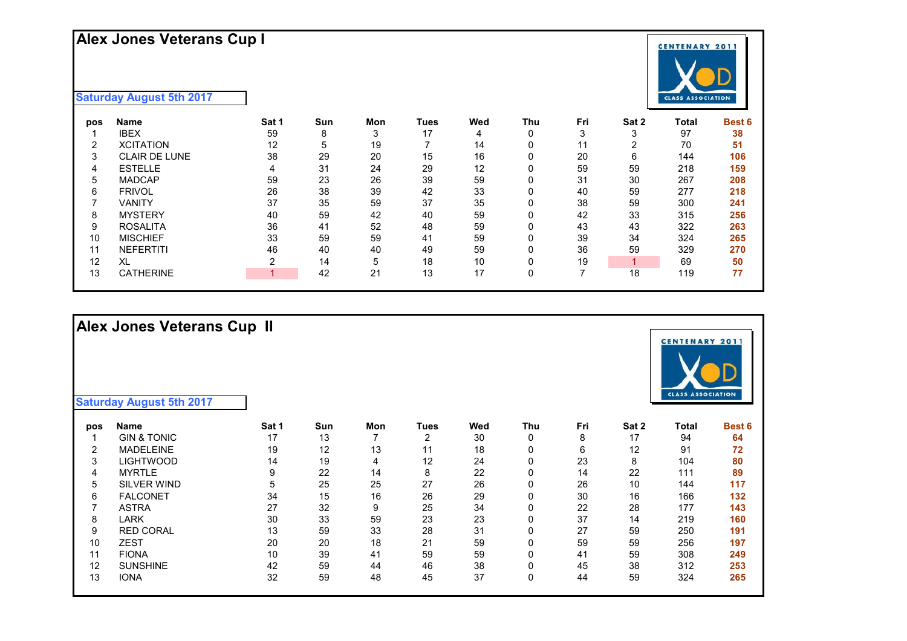# Alex Jones Veterans Cup I

**Saturday August 5th 2017**

| pos | Name | Sat 1 | Sun | Mon | Tues | Wed | Thu | Fri | Sat 2 | Total | Best 6 |
|---|---|---|---|---|---|---|---|---|---|---|---|
| 1 | IBEX | 59 | 8 | 3 | 17 | 4 | 0 | 3 | 3 | 97 | **38** |
| 2 | XCITATION | 12 | 5 | 19 | 7 | 14 | 0 | 11 | 2 | 70 | **51** |
| 3 | CLAIR DE LUNE | 38 | 29 | 20 | 15 | 16 | 0 | 20 | 6 | 144 | **106** |
| 4 | ESTELLE | 4 | 31 | 24 | 29 | 12 | 0 | 59 | 59 | 218 | **159** |
| 5 | MADCAP | 59 | 23 | 26 | 39 | 59 | 0 | 31 | 30 | 267 | **208** |
| 6 | FRIVOL | 26 | 38 | 39 | 42 | 33 | 0 | 40 | 59 | 277 | **218** |
| 7 | VANITY | 37 | 35 | 59 | 37 | 35 | 0 | 38 | 59 | 300 | **241** |
| 8 | MYSTERY | 40 | 59 | 42 | 40 | 59 | 0 | 42 | 33 | 315 | **256** |
| 9 | ROSALITA | 36 | 41 | 52 | 48 | 59 | 0 | 43 | 43 | 322 | **263** |
| 10 | MISCHIEF | 33 | 59 | 59 | 41 | 59 | 0 | 39 | 34 | 324 | **265** |
| 11 | NEFERTITI | 46 | 40 | 40 | 49 | 59 | 0 | 36 | 59 | 329 | **270** |
| 12 | XL | 2 | 14 | 5 | 18 | 10 | 0 | 19 | 1 | 69 | **50** |
| 13 | CATHERINE | 1 | 42 | 21 | 13 | 17 | 0 | 7 | 18 | 119 | **77** |

# Alex Jones Veterans Cup II

**Saturday August 5th 2017**

| pos | Name | Sat 1 | Sun | Mon | Tues | Wed | Thu | Fri | Sat 2 | Total | Best 6 |
|---|---|---|---|---|---|---|---|---|---|---|---|
| 1 | GIN & TONIC | 17 | 13 | 7 | 2 | 30 | 0 | 8 | 17 | 94 | **64** |
| 2 | MADELEINE | 19 | 12 | 13 | 11 | 18 | 0 | 6 | 12 | 91 | **72** |
| 3 | LIGHTWOOD | 14 | 19 | 4 | 12 | 24 | 0 | 23 | 8 | 104 | **80** |
| 4 | MYRTLE | 9 | 22 | 14 | 8 | 22 | 0 | 14 | 22 | 111 | **89** |
| 5 | SILVER WIND | 5 | 25 | 25 | 27 | 26 | 0 | 26 | 10 | 144 | **117** |
| 6 | FALCONET | 34 | 15 | 16 | 26 | 29 | 0 | 30 | 16 | 166 | **132** |
| 7 | ASTRA | 27 | 32 | 9 | 25 | 34 | 0 | 22 | 28 | 177 | **143** |
| 8 | LARK | 30 | 33 | 59 | 23 | 23 | 0 | 37 | 14 | 219 | **160** |
| 9 | RED CORAL | 13 | 59 | 33 | 28 | 31 | 0 | 27 | 59 | 250 | **191** |
| 10 | ZEST | 20 | 20 | 18 | 21 | 59 | 0 | 59 | 59 | 256 | **197** |
| 11 | FIONA | 10 | 39 | 41 | 59 | 59 | 0 | 41 | 59 | 308 | **249** |
| 12 | SUNSHINE | 42 | 59 | 44 | 46 | 38 | 0 | 45 | 38 | 312 | **253** |
| 13 | IONA | 32 | 59 | 48 | 45 | 37 | 0 | 44 | 59 | 324 | **265** |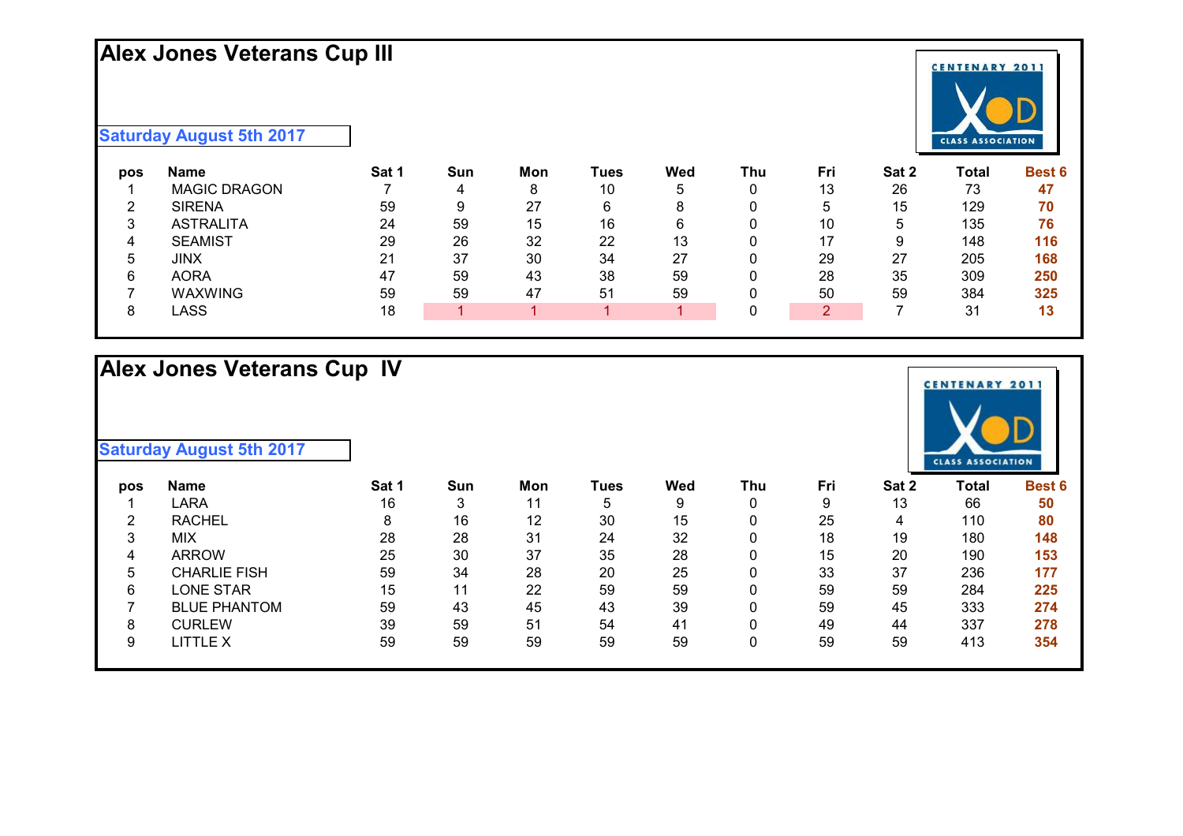## Alex Jones Veterans Cup III

Saturday August 5th 2017

CENTENARY 2011 XOD CLASS ASSOCIATION

| pos | Name | Sat 1 | Sun | Mon | Tues | Wed | Thu | Fri | Sat 2 | Total | Best 6 |
|---|---|---|---|---|---|---|---|---|---|---|---|
| 1 | MAGIC DRAGON | 7 | 4 | 8 | 10 | 5 | 0 | 13 | 26 | 73 | **47** |
| 2 | SIRENA | 59 | 9 | 27 | 6 | 8 | 0 | 5 | 15 | 129 | **70** |
| 3 | ASTRALITA | 24 | 59 | 15 | 16 | 6 | 0 | 10 | 5 | 135 | **76** |
| 4 | SEAMIST | 29 | 26 | 32 | 22 | 13 | 0 | 17 | 9 | 148 | **116** |
| 5 | JINX | 21 | 37 | 30 | 34 | 27 | 0 | 29 | 27 | 205 | **168** |
| 6 | AORA | 47 | 59 | 43 | 38 | 59 | 0 | 28 | 35 | 309 | **250** |
| 7 | WAXWING | 59 | 59 | 47 | 51 | 59 | 0 | 50 | 59 | 384 | **325** |
| 8 | LASS | 18 | 1 | 1 | 1 | 1 | 0 | 2 | 7 | 31 | **13** |

## Alex Jones Veterans Cup IV

Saturday August 5th 2017

CENTENARY 2011 XOD CLASS ASSOCIATION

| pos | Name | Sat 1 | Sun | Mon | Tues | Wed | Thu | Fri | Sat 2 | Total | Best 6 |
|---|---|---|---|---|---|---|---|---|---|---|---|
| 1 | LARA | 16 | 3 | 11 | 5 | 9 | 0 | 9 | 13 | 66 | **50** |
| 2 | RACHEL | 8 | 16 | 12 | 30 | 15 | 0 | 25 | 4 | 110 | **80** |
| 3 | MIX | 28 | 28 | 31 | 24 | 32 | 0 | 18 | 19 | 180 | **148** |
| 4 | ARROW | 25 | 30 | 37 | 35 | 28 | 0 | 15 | 20 | 190 | **153** |
| 5 | CHARLIE FISH | 59 | 34 | 28 | 20 | 25 | 0 | 33 | 37 | 236 | **177** |
| 6 | LONE STAR | 15 | 11 | 22 | 59 | 59 | 0 | 59 | 59 | 284 | **225** |
| 7 | BLUE PHANTOM | 59 | 43 | 45 | 43 | 39 | 0 | 59 | 45 | 333 | **274** |
| 8 | CURLEW | 39 | 59 | 51 | 54 | 41 | 0 | 49 | 44 | 337 | **278** |
| 9 | LITTLE X | 59 | 59 | 59 | 59 | 59 | 0 | 59 | 59 | 413 | **354** |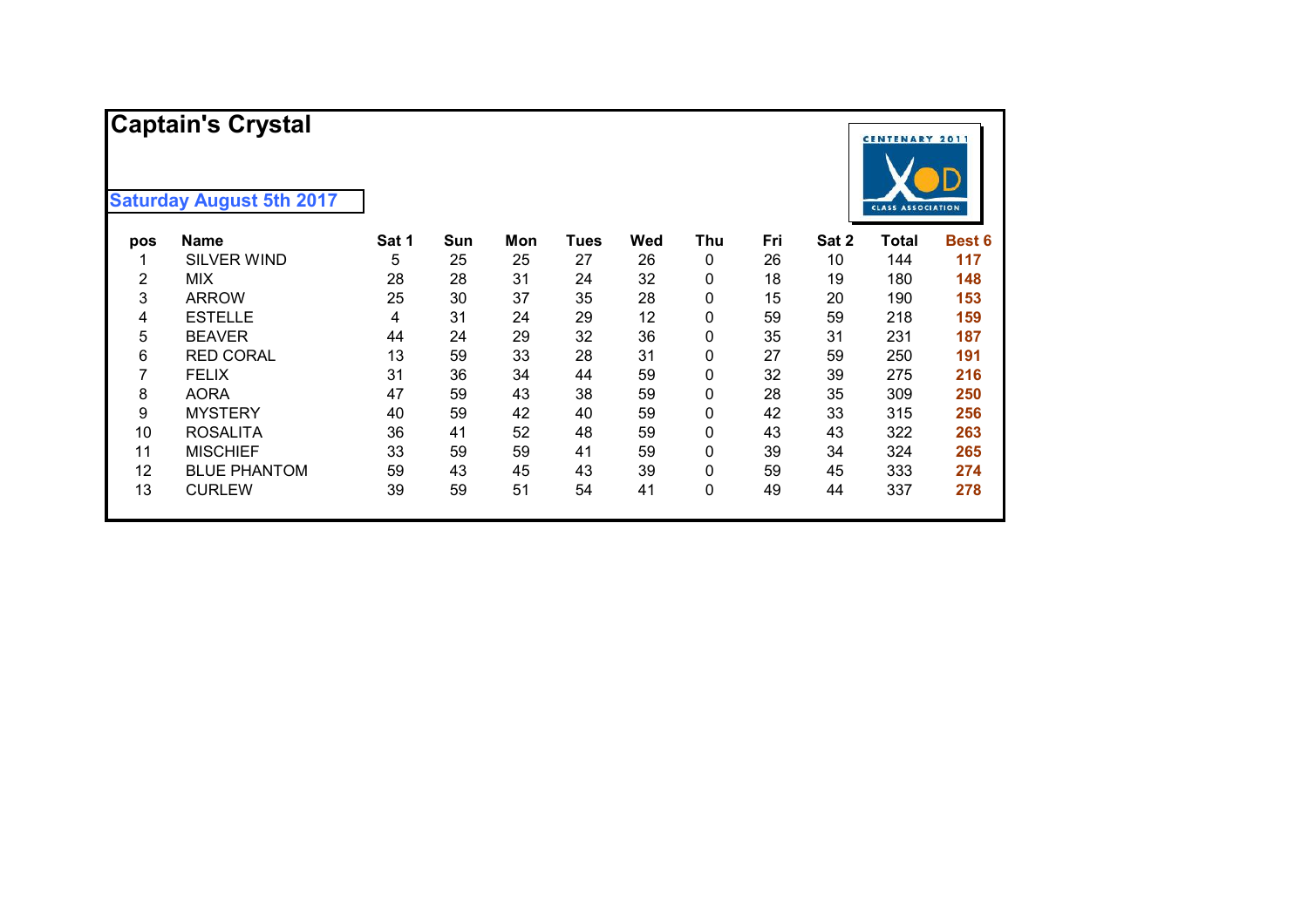# Captain's Crystal

**Saturday August 5th 2017**

| pos | Name | Sat 1 | Sun | Mon | Tues | Wed | Thu | Fri | Sat 2 | Total | Best 6 |
|---|---|---|---|---|---|---|---|---|---|---|---|
| 1 | SILVER WIND | 5 | 25 | 25 | 27 | 26 | 0 | 26 | 10 | 144 | **117** |
| 2 | MIX | 28 | 28 | 31 | 24 | 32 | 0 | 18 | 19 | 180 | **148** |
| 3 | ARROW | 25 | 30 | 37 | 35 | 28 | 0 | 15 | 20 | 190 | **153** |
| 4 | ESTELLE | 4 | 31 | 24 | 29 | 12 | 0 | 59 | 59 | 218 | **159** |
| 5 | BEAVER | 44 | 24 | 29 | 32 | 36 | 0 | 35 | 31 | 231 | **187** |
| 6 | RED CORAL | 13 | 59 | 33 | 28 | 31 | 0 | 27 | 59 | 250 | **191** |
| 7 | FELIX | 31 | 36 | 34 | 44 | 59 | 0 | 32 | 39 | 275 | **216** |
| 8 | AORA | 47 | 59 | 43 | 38 | 59 | 0 | 28 | 35 | 309 | **250** |
| 9 | MYSTERY | 40 | 59 | 42 | 40 | 59 | 0 | 42 | 33 | 315 | **256** |
| 10 | ROSALITA | 36 | 41 | 52 | 48 | 59 | 0 | 43 | 43 | 322 | **263** |
| 11 | MISCHIEF | 33 | 59 | 59 | 41 | 59 | 0 | 39 | 34 | 324 | **265** |
| 12 | BLUE PHANTOM | 59 | 43 | 45 | 43 | 39 | 0 | 59 | 45 | 333 | **274** |
| 13 | CURLEW | 39 | 59 | 51 | 54 | 41 | 0 | 49 | 44 | 337 | **278** |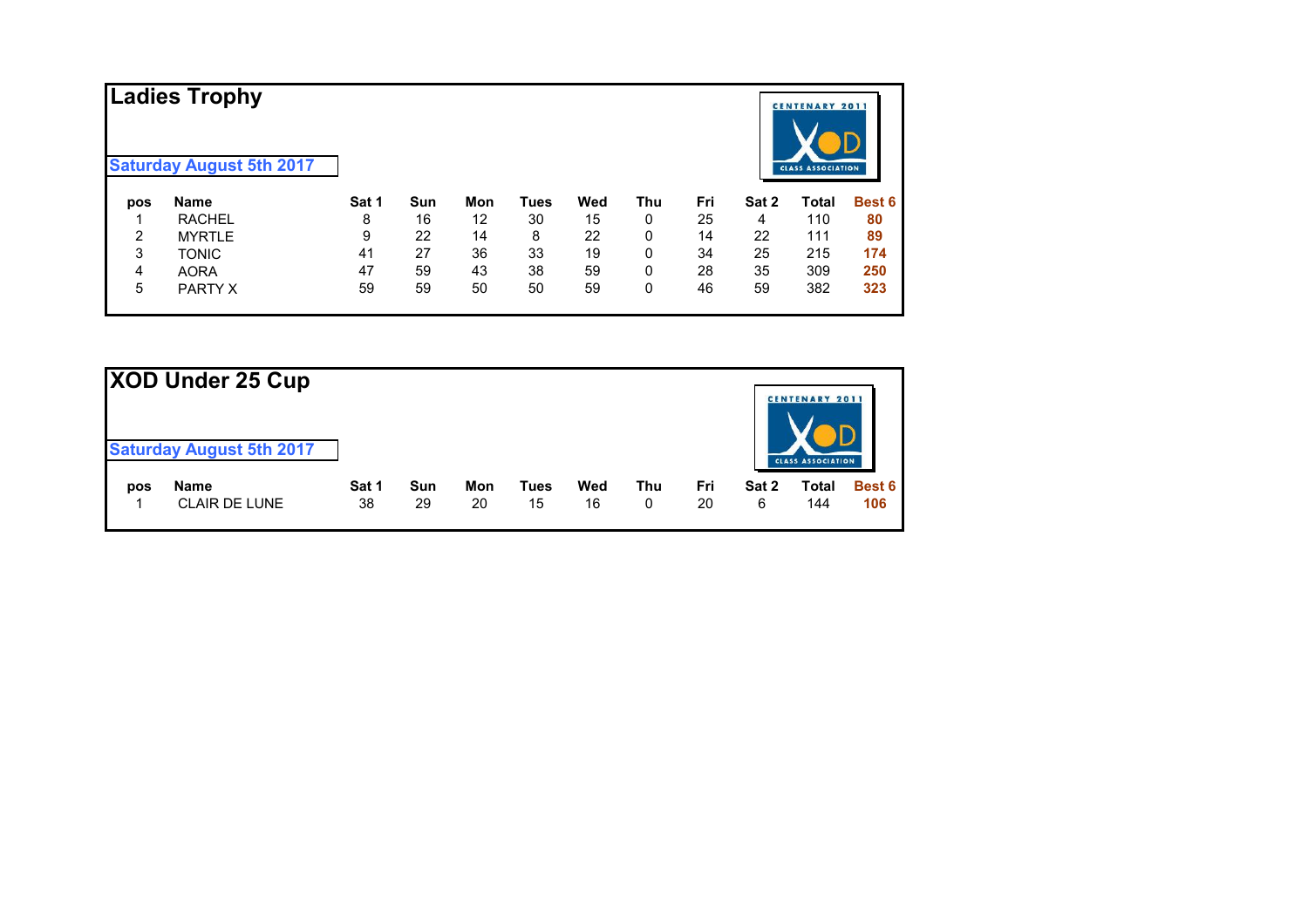## Ladies Trophy

**Saturday August 5th 2017**

| pos | Name | Sat 1 | Sun | Mon | Tues | Wed | Thu | Fri | Sat 2 | Total | Best 6 |
|---|---|---|---|---|---|---|---|---|---|---|---|
| 1 | RACHEL | 8 | 16 | 12 | 30 | 15 | 0 | 25 | 4 | 110 | **80** |
| 2 | MYRTLE | 9 | 22 | 14 | 8 | 22 | 0 | 14 | 22 | 111 | **89** |
| 3 | TONIC | 41 | 27 | 36 | 33 | 19 | 0 | 34 | 25 | 215 | **174** |
| 4 | AORA | 47 | 59 | 43 | 38 | 59 | 0 | 28 | 35 | 309 | **250** |
| 5 | PARTY X | 59 | 59 | 50 | 50 | 59 | 0 | 46 | 59 | 382 | **323** |

## XOD Under 25 Cup

**Saturday August 5th 2017**

| pos | Name | Sat 1 | Sun | Mon | Tues | Wed | Thu | Fri | Sat 2 | Total | Best 6 |
|---|---|---|---|---|---|---|---|---|---|---|---|
| 1 | CLAIR DE LUNE | 38 | 29 | 20 | 15 | 16 | 0 | 20 | 6 | 144 | **106** |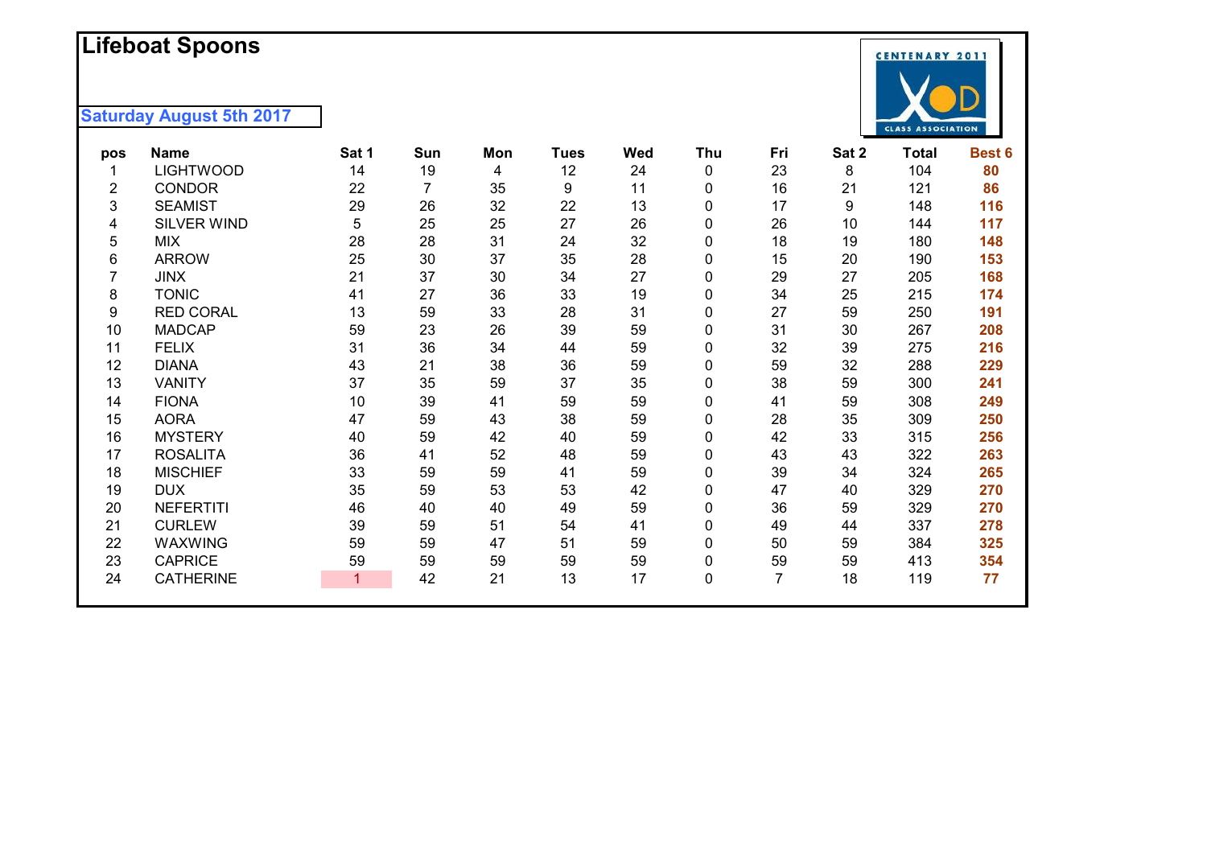# Lifeboat Spoons

**Saturday August 5th 2017**

| pos | Name | Sat 1 | Sun | Mon | Tues | Wed | Thu | Fri | Sat 2 | Total | Best 6 |
|---|---|---|---|---|---|---|---|---|---|---|---|
| 1 | LIGHTWOOD | 14 | 19 | 4 | 12 | 24 | 0 | 23 | 8 | 104 | **80** |
| 2 | CONDOR | 22 | 7 | 35 | 9 | 11 | 0 | 16 | 21 | 121 | **86** |
| 3 | SEAMIST | 29 | 26 | 32 | 22 | 13 | 0 | 17 | 9 | 148 | **116** |
| 4 | SILVER WIND | 5 | 25 | 25 | 27 | 26 | 0 | 26 | 10 | 144 | **117** |
| 5 | MIX | 28 | 28 | 31 | 24 | 32 | 0 | 18 | 19 | 180 | **148** |
| 6 | ARROW | 25 | 30 | 37 | 35 | 28 | 0 | 15 | 20 | 190 | **153** |
| 7 | JINX | 21 | 37 | 30 | 34 | 27 | 0 | 29 | 27 | 205 | **168** |
| 8 | TONIC | 41 | 27 | 36 | 33 | 19 | 0 | 34 | 25 | 215 | **174** |
| 9 | RED CORAL | 13 | 59 | 33 | 28 | 31 | 0 | 27 | 59 | 250 | **191** |
| 10 | MADCAP | 59 | 23 | 26 | 39 | 59 | 0 | 31 | 30 | 267 | **208** |
| 11 | FELIX | 31 | 36 | 34 | 44 | 59 | 0 | 32 | 39 | 275 | **216** |
| 12 | DIANA | 43 | 21 | 38 | 36 | 59 | 0 | 59 | 32 | 288 | **229** |
| 13 | VANITY | 37 | 35 | 59 | 37 | 35 | 0 | 38 | 59 | 300 | **241** |
| 14 | FIONA | 10 | 39 | 41 | 59 | 59 | 0 | 41 | 59 | 308 | **249** |
| 15 | AORA | 47 | 59 | 43 | 38 | 59 | 0 | 28 | 35 | 309 | **250** |
| 16 | MYSTERY | 40 | 59 | 42 | 40 | 59 | 0 | 42 | 33 | 315 | **256** |
| 17 | ROSALITA | 36 | 41 | 52 | 48 | 59 | 0 | 43 | 43 | 322 | **263** |
| 18 | MISCHIEF | 33 | 59 | 59 | 41 | 59 | 0 | 39 | 34 | 324 | **265** |
| 19 | DUX | 35 | 59 | 53 | 53 | 42 | 0 | 47 | 40 | 329 | **270** |
| 20 | NEFERTITI | 46 | 40 | 40 | 49 | 59 | 0 | 36 | 59 | 329 | **270** |
| 21 | CURLEW | 39 | 59 | 51 | 54 | 41 | 0 | 49 | 44 | 337 | **278** |
| 22 | WAXWING | 59 | 59 | 47 | 51 | 59 | 0 | 50 | 59 | 384 | **325** |
| 23 | CAPRICE | 59 | 59 | 59 | 59 | 59 | 0 | 59 | 59 | 413 | **354** |
| 24 | CATHERINE | 1 | 42 | 21 | 13 | 17 | 0 | 7 | 18 | 119 | **77** |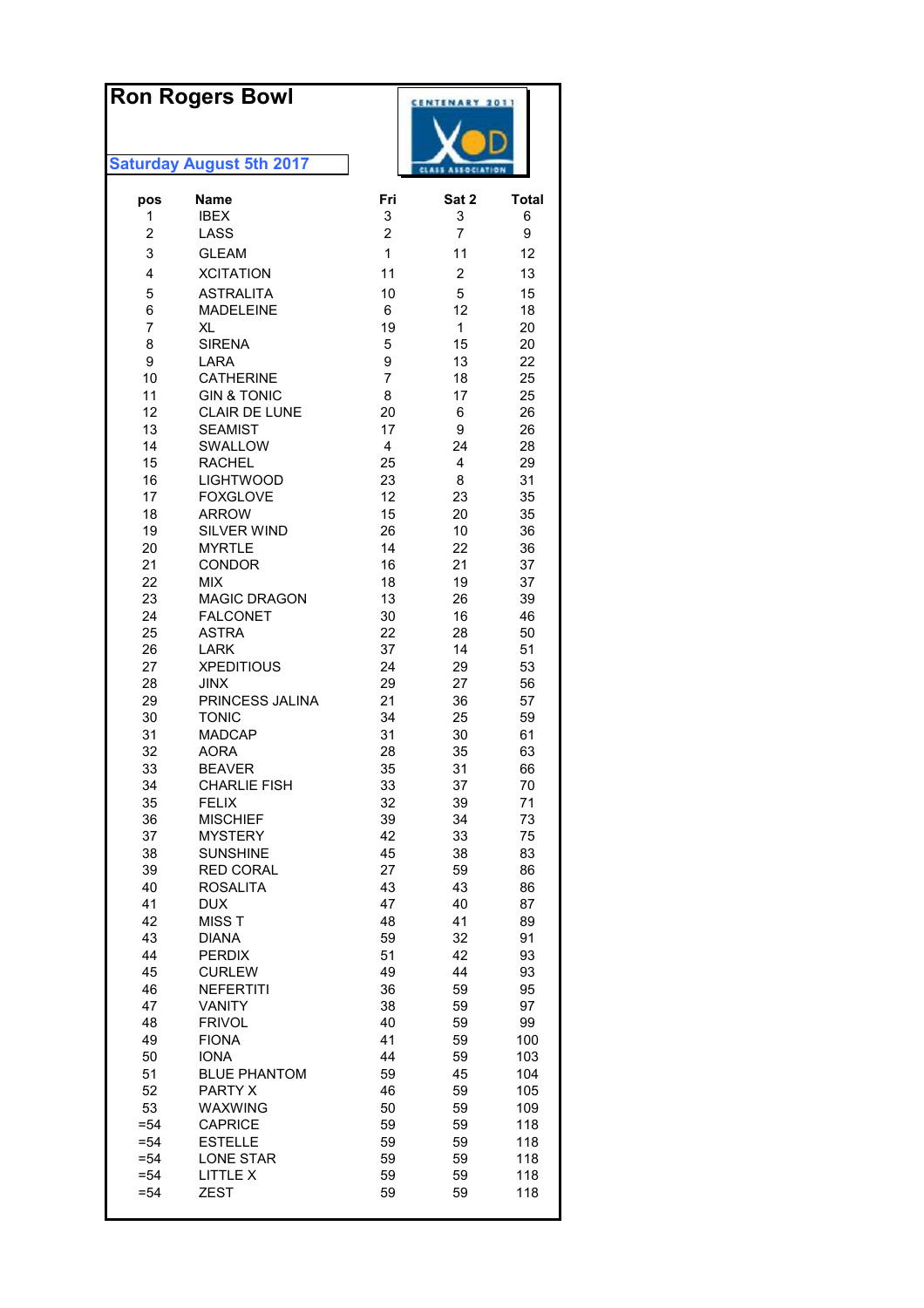# Ron Rogers Bowl

**Saturday August 5th 2017**

CENTENARY 2011 XOD CLASS ASSOCIATION

| pos | Name | Fri | Sat 2 | Total |
|---|---|---|---|---|
| 1 | IBEX | 3 | 3 | 6 |
| 2 | LASS | 2 | 7 | 9 |
| 3 | GLEAM | 1 | 11 | 12 |
| 4 | XCITATION | 11 | 2 | 13 |
| 5 | ASTRALITA | 10 | 5 | 15 |
| 6 | MADELEINE | 6 | 12 | 18 |
| 7 | XL | 19 | 1 | 20 |
| 8 | SIRENA | 5 | 15 | 20 |
| 9 | LARA | 9 | 13 | 22 |
| 10 | CATHERINE | 7 | 18 | 25 |
| 11 | GIN & TONIC | 8 | 17 | 25 |
| 12 | CLAIR DE LUNE | 20 | 6 | 26 |
| 13 | SEAMIST | 17 | 9 | 26 |
| 14 | SWALLOW | 4 | 24 | 28 |
| 15 | RACHEL | 25 | 4 | 29 |
| 16 | LIGHTWOOD | 23 | 8 | 31 |
| 17 | FOXGLOVE | 12 | 23 | 35 |
| 18 | ARROW | 15 | 20 | 35 |
| 19 | SILVER WIND | 26 | 10 | 36 |
| 20 | MYRTLE | 14 | 22 | 36 |
| 21 | CONDOR | 16 | 21 | 37 |
| 22 | MIX | 18 | 19 | 37 |
| 23 | MAGIC DRAGON | 13 | 26 | 39 |
| 24 | FALCONET | 30 | 16 | 46 |
| 25 | ASTRA | 22 | 28 | 50 |
| 26 | LARK | 37 | 14 | 51 |
| 27 | XPEDITIOUS | 24 | 29 | 53 |
| 28 | JINX | 29 | 27 | 56 |
| 29 | PRINCESS JALINA | 21 | 36 | 57 |
| 30 | TONIC | 34 | 25 | 59 |
| 31 | MADCAP | 31 | 30 | 61 |
| 32 | AORA | 28 | 35 | 63 |
| 33 | BEAVER | 35 | 31 | 66 |
| 34 | CHARLIE FISH | 33 | 37 | 70 |
| 35 | FELIX | 32 | 39 | 71 |
| 36 | MISCHIEF | 39 | 34 | 73 |
| 37 | MYSTERY | 42 | 33 | 75 |
| 38 | SUNSHINE | 45 | 38 | 83 |
| 39 | RED CORAL | 27 | 59 | 86 |
| 40 | ROSALITA | 43 | 43 | 86 |
| 41 | DUX | 47 | 40 | 87 |
| 42 | MISS T | 48 | 41 | 89 |
| 43 | DIANA | 59 | 32 | 91 |
| 44 | PERDIX | 51 | 42 | 93 |
| 45 | CURLEW | 49 | 44 | 93 |
| 46 | NEFERTITI | 36 | 59 | 95 |
| 47 | VANITY | 38 | 59 | 97 |
| 48 | FRIVOL | 40 | 59 | 99 |
| 49 | FIONA | 41 | 59 | 100 |
| 50 | IONA | 44 | 59 | 103 |
| 51 | BLUE PHANTOM | 59 | 45 | 104 |
| 52 | PARTY X | 46 | 59 | 105 |
| 53 | WAXWING | 50 | 59 | 109 |
| =54 | CAPRICE | 59 | 59 | 118 |
| =54 | ESTELLE | 59 | 59 | 118 |
| =54 | LONE STAR | 59 | 59 | 118 |
| =54 | LITTLE X | 59 | 59 | 118 |
| =54 | ZEST | 59 | 59 | 118 |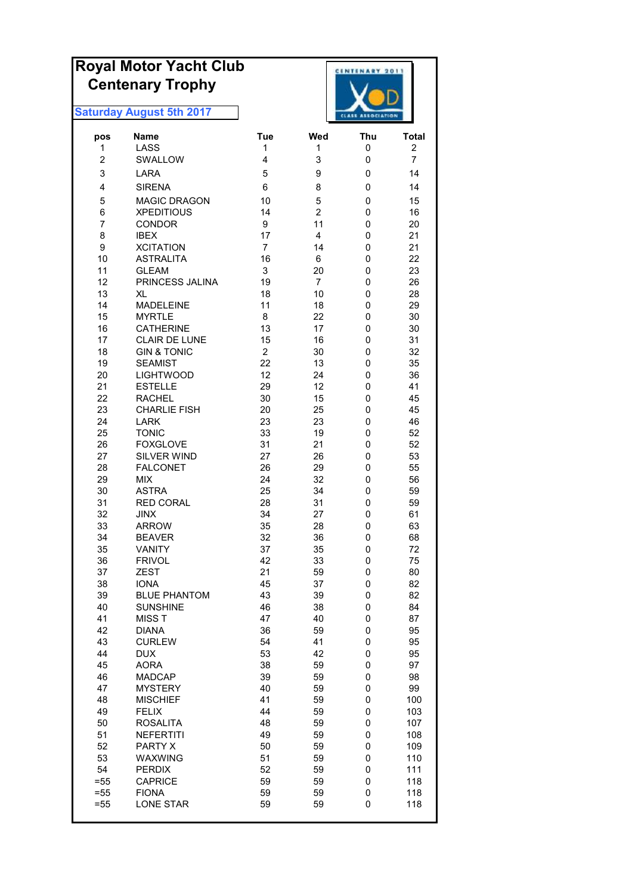# Royal Motor Yacht Club
## Centenary Trophy

**Saturday August 5th 2017**

| pos | Name | Tue | Wed | Thu | Total |
|---|---|---|---|---|---|
| 1 | LASS | 1 | 1 | 0 | 2 |
| 2 | SWALLOW | 4 | 3 | 0 | 7 |
| 3 | LARA | 5 | 9 | 0 | 14 |
| 4 | SIRENA | 6 | 8 | 0 | 14 |
| 5 | MAGIC DRAGON | 10 | 5 | 0 | 15 |
| 6 | XPEDITIOUS | 14 | 2 | 0 | 16 |
| 7 | CONDOR | 9 | 11 | 0 | 20 |
| 8 | IBEX | 17 | 4 | 0 | 21 |
| 9 | XCITATION | 7 | 14 | 0 | 21 |
| 10 | ASTRALITA | 16 | 6 | 0 | 22 |
| 11 | GLEAM | 3 | 20 | 0 | 23 |
| 12 | PRINCESS JALINA | 19 | 7 | 0 | 26 |
| 13 | XL | 18 | 10 | 0 | 28 |
| 14 | MADELEINE | 11 | 18 | 0 | 29 |
| 15 | MYRTLE | 8 | 22 | 0 | 30 |
| 16 | CATHERINE | 13 | 17 | 0 | 30 |
| 17 | CLAIR DE LUNE | 15 | 16 | 0 | 31 |
| 18 | GIN & TONIC | 2 | 30 | 0 | 32 |
| 19 | SEAMIST | 22 | 13 | 0 | 35 |
| 20 | LIGHTWOOD | 12 | 24 | 0 | 36 |
| 21 | ESTELLE | 29 | 12 | 0 | 41 |
| 22 | RACHEL | 30 | 15 | 0 | 45 |
| 23 | CHARLIE FISH | 20 | 25 | 0 | 45 |
| 24 | LARK | 23 | 23 | 0 | 46 |
| 25 | TONIC | 33 | 19 | 0 | 52 |
| 26 | FOXGLOVE | 31 | 21 | 0 | 52 |
| 27 | SILVER WIND | 27 | 26 | 0 | 53 |
| 28 | FALCONET | 26 | 29 | 0 | 55 |
| 29 | MIX | 24 | 32 | 0 | 56 |
| 30 | ASTRA | 25 | 34 | 0 | 59 |
| 31 | RED CORAL | 28 | 31 | 0 | 59 |
| 32 | JINX | 34 | 27 | 0 | 61 |
| 33 | ARROW | 35 | 28 | 0 | 63 |
| 34 | BEAVER | 32 | 36 | 0 | 68 |
| 35 | VANITY | 37 | 35 | 0 | 72 |
| 36 | FRIVOL | 42 | 33 | 0 | 75 |
| 37 | ZEST | 21 | 59 | 0 | 80 |
| 38 | IONA | 45 | 37 | 0 | 82 |
| 39 | BLUE PHANTOM | 43 | 39 | 0 | 82 |
| 40 | SUNSHINE | 46 | 38 | 0 | 84 |
| 41 | MISS T | 47 | 40 | 0 | 87 |
| 42 | DIANA | 36 | 59 | 0 | 95 |
| 43 | CURLEW | 54 | 41 | 0 | 95 |
| 44 | DUX | 53 | 42 | 0 | 95 |
| 45 | AORA | 38 | 59 | 0 | 97 |
| 46 | MADCAP | 39 | 59 | 0 | 98 |
| 47 | MYSTERY | 40 | 59 | 0 | 99 |
| 48 | MISCHIEF | 41 | 59 | 0 | 100 |
| 49 | FELIX | 44 | 59 | 0 | 103 |
| 50 | ROSALITA | 48 | 59 | 0 | 107 |
| 51 | NEFERTITI | 49 | 59 | 0 | 108 |
| 52 | PARTY X | 50 | 59 | 0 | 109 |
| 53 | WAXWING | 51 | 59 | 0 | 110 |
| 54 | PERDIX | 52 | 59 | 0 | 111 |
| =55 | CAPRICE | 59 | 59 | 0 | 118 |
| =55 | FIONA | 59 | 59 | 0 | 118 |
| =55 | LONE STAR | 59 | 59 | 0 | 118 |